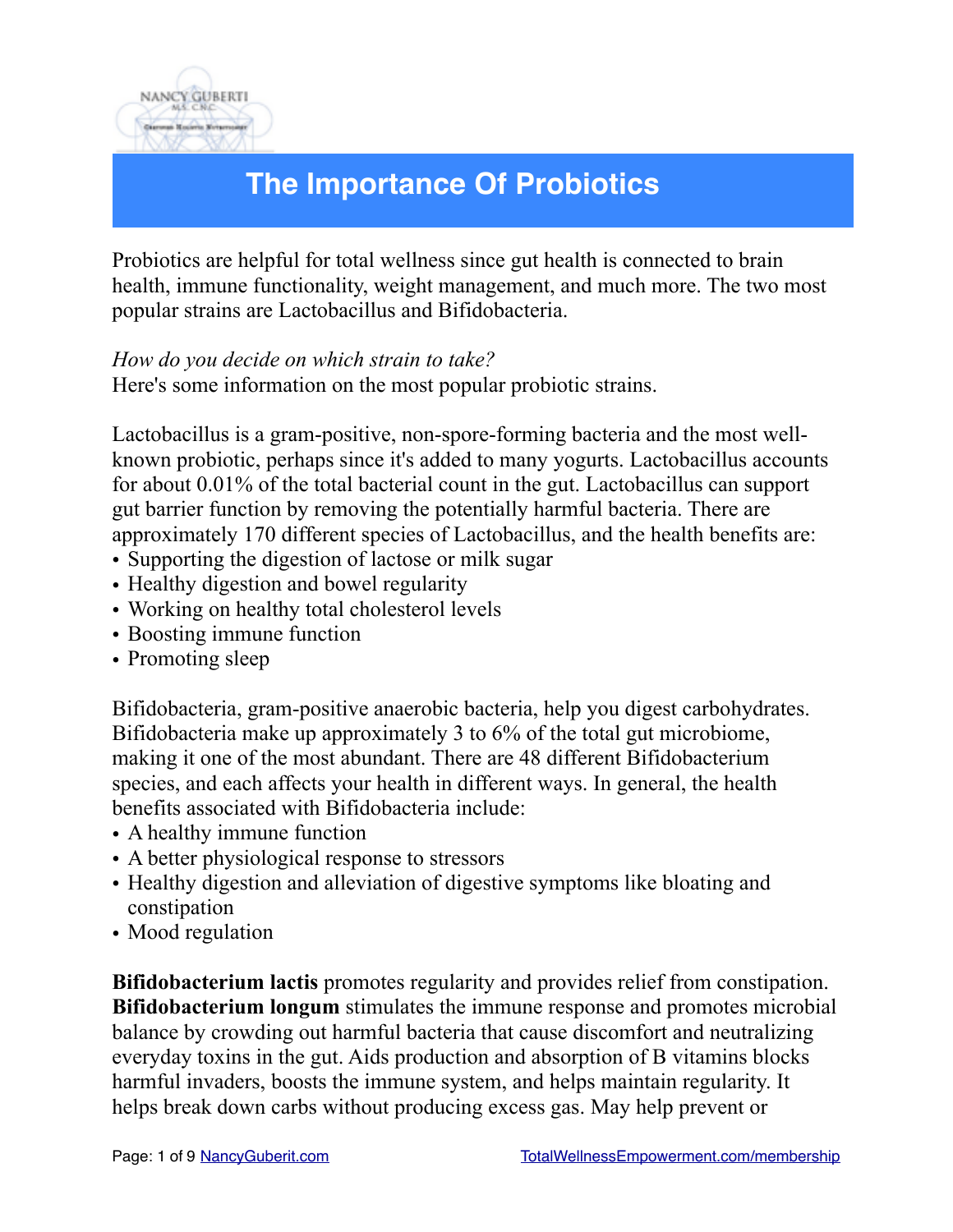# The Importance Of Probiotics

Probiotics are helpful for total wellness since gut health is connected to brain health, immune functionality, weight management, and much more. The two most popular strains are Lactobacillus and Bifidobacteria.

*How do you decide on which strain to take?*
Here's some information on the most popular probiotic strains.

Lactobacillus is a gram-positive, non-spore-forming bacteria and the most well-known probiotic, perhaps since it's added to many yogurts. Lactobacillus accounts for about 0.01% of the total bacterial count in the gut. Lactobacillus can support gut barrier function by removing the potentially harmful bacteria. There are approximately 170 different species of Lactobacillus, and the health benefits are:

- Supporting the digestion of lactose or milk sugar
- Healthy digestion and bowel regularity
- Working on healthy total cholesterol levels
- Boosting immune function
- Promoting sleep

Bifidobacteria, gram-positive anaerobic bacteria, help you digest carbohydrates. Bifidobacteria make up approximately 3 to 6% of the total gut microbiome, making it one of the most abundant. There are 48 different Bifidobacterium species, and each affects your health in different ways. In general, the health benefits associated with Bifidobacteria include:

- A healthy immune function
- A better physiological response to stressors
- Healthy digestion and alleviation of digestive symptoms like bloating and constipation
- Mood regulation

**Bifidobacterium lactis** promotes regularity and provides relief from constipation.
**Bifidobacterium longum** stimulates the immune response and promotes microbial balance by crowding out harmful bacteria that cause discomfort and neutralizing everyday toxins in the gut. Aids production and absorption of B vitamins blocks harmful invaders, boosts the immune system, and helps maintain regularity. It helps break down carbs without producing excess gas. May help prevent or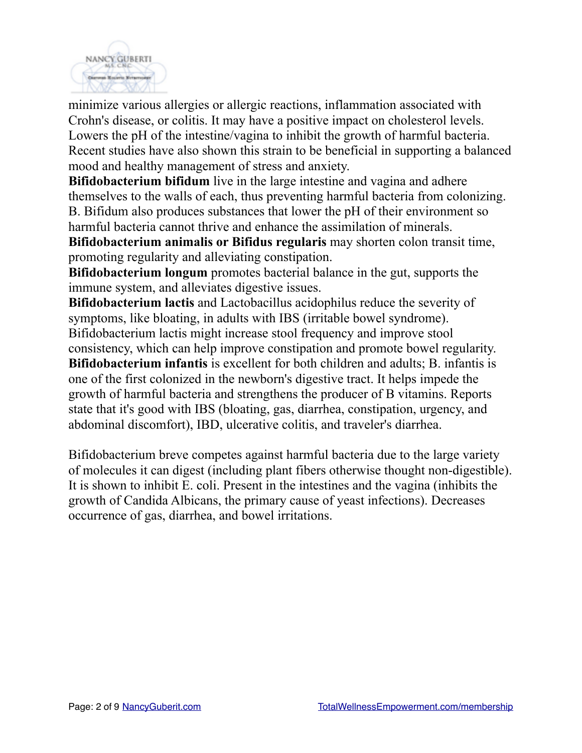minimize various allergies or allergic reactions, inflammation associated with Crohn's disease, or colitis. It may have a positive impact on cholesterol levels. Lowers the pH of the intestine/vagina to inhibit the growth of harmful bacteria. Recent studies have also shown this strain to be beneficial in supporting a balanced mood and healthy management of stress and anxiety.

**Bifidobacterium bifidum** live in the large intestine and vagina and adhere themselves to the walls of each, thus preventing harmful bacteria from colonizing. B. Bifidum also produces substances that lower the pH of their environment so harmful bacteria cannot thrive and enhance the assimilation of minerals.

**Bifidobacterium animalis or Bifidus regularis** may shorten colon transit time, promoting regularity and alleviating constipation.

**Bifidobacterium longum** promotes bacterial balance in the gut, supports the immune system, and alleviates digestive issues.

**Bifidobacterium lactis** and Lactobacillus acidophilus reduce the severity of symptoms, like bloating, in adults with IBS (irritable bowel syndrome). Bifidobacterium lactis might increase stool frequency and improve stool consistency, which can help improve constipation and promote bowel regularity.

**Bifidobacterium infantis** is excellent for both children and adults; B. infantis is one of the first colonized in the newborn's digestive tract. It helps impede the growth of harmful bacteria and strengthens the producer of B vitamins. Reports state that it's good with IBS (bloating, gas, diarrhea, constipation, urgency, and abdominal discomfort), IBD, ulcerative colitis, and traveler's diarrhea.

Bifidobacterium breve competes against harmful bacteria due to the large variety of molecules it can digest (including plant fibers otherwise thought non-digestible). It is shown to inhibit E. coli. Present in the intestines and the vagina (inhibits the growth of Candida Albicans, the primary cause of yeast infections). Decreases occurrence of gas, diarrhea, and bowel irritations.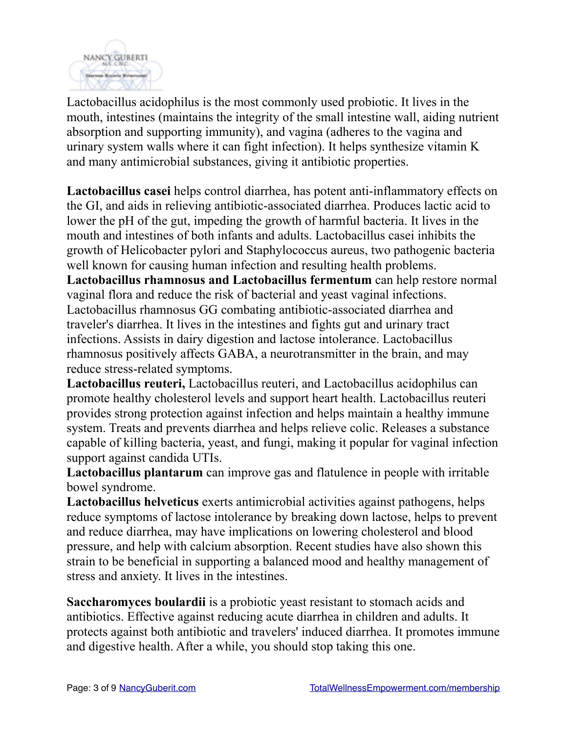Lactobacillus acidophilus is the most commonly used probiotic. It lives in the mouth, intestines (maintains the integrity of the small intestine wall, aiding nutrient absorption and supporting immunity), and vagina (adheres to the vagina and urinary system walls where it can fight infection). It helps synthesize vitamin K and many antimicrobial substances, giving it antibiotic properties.

**Lactobacillus casei** helps control diarrhea, has potent anti-inflammatory effects on the GI, and aids in relieving antibiotic-associated diarrhea. Produces lactic acid to lower the pH of the gut, impeding the growth of harmful bacteria. It lives in the mouth and intestines of both infants and adults. Lactobacillus casei inhibits the growth of Helicobacter pylori and Staphylococcus aureus, two pathogenic bacteria well known for causing human infection and resulting health problems.

**Lactobacillus rhamnosus and Lactobacillus fermentum** can help restore normal vaginal flora and reduce the risk of bacterial and yeast vaginal infections. Lactobacillus rhamnosus GG combating antibiotic-associated diarrhea and traveler's diarrhea. It lives in the intestines and fights gut and urinary tract infections. Assists in dairy digestion and lactose intolerance. Lactobacillus rhamnosus positively affects GABA, a neurotransmitter in the brain, and may reduce stress-related symptoms.

**Lactobacillus reuteri,** Lactobacillus reuteri, and Lactobacillus acidophilus can promote healthy cholesterol levels and support heart health. Lactobacillus reuteri provides strong protection against infection and helps maintain a healthy immune system. Treats and prevents diarrhea and helps relieve colic. Releases a substance capable of killing bacteria, yeast, and fungi, making it popular for vaginal infection support against candida UTIs.

**Lactobacillus plantarum** can improve gas and flatulence in people with irritable bowel syndrome.

**Lactobacillus helveticus** exerts antimicrobial activities against pathogens, helps reduce symptoms of lactose intolerance by breaking down lactose, helps to prevent and reduce diarrhea, may have implications on lowering cholesterol and blood pressure, and help with calcium absorption. Recent studies have also shown this strain to be beneficial in supporting a balanced mood and healthy management of stress and anxiety. It lives in the intestines.

**Saccharomyces boulardii** is a probiotic yeast resistant to stomach acids and antibiotics. Effective against reducing acute diarrhea in children and adults. It protects against both antibiotic and travelers' induced diarrhea. It promotes immune and digestive health. After a while, you should stop taking this one.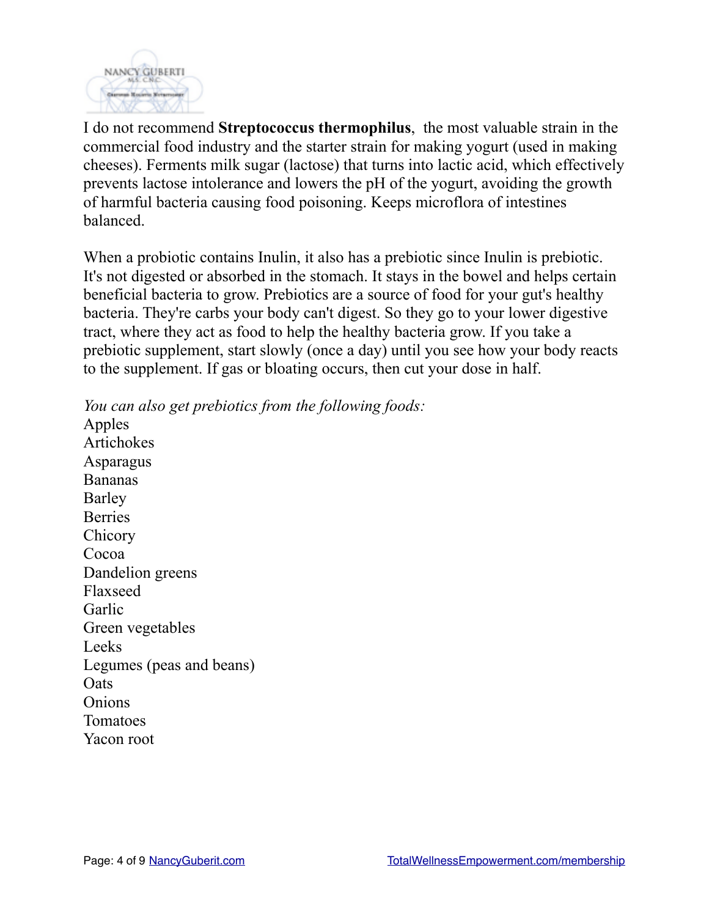I do not recommend **Streptococcus thermophilus**, the most valuable strain in the commercial food industry and the starter strain for making yogurt (used in making cheeses). Ferments milk sugar (lactose) that turns into lactic acid, which effectively prevents lactose intolerance and lowers the pH of the yogurt, avoiding the growth of harmful bacteria causing food poisoning. Keeps microflora of intestines balanced.

When a probiotic contains Inulin, it also has a prebiotic since Inulin is prebiotic. It's not digested or absorbed in the stomach. It stays in the bowel and helps certain beneficial bacteria to grow. Prebiotics are a source of food for your gut's healthy bacteria. They're carbs your body can't digest. So they go to your lower digestive tract, where they act as food to help the healthy bacteria grow. If you take a prebiotic supplement, start slowly (once a day) until you see how your body reacts to the supplement. If gas or bloating occurs, then cut your dose in half.

*You can also get prebiotics from the following foods:*

Apples
Artichokes
Asparagus
Bananas
Barley
Berries
Chicory
Cocoa
Dandelion greens
Flaxseed
Garlic
Green vegetables
Leeks
Legumes (peas and beans)
Oats
Onions
Tomatoes
Yacon root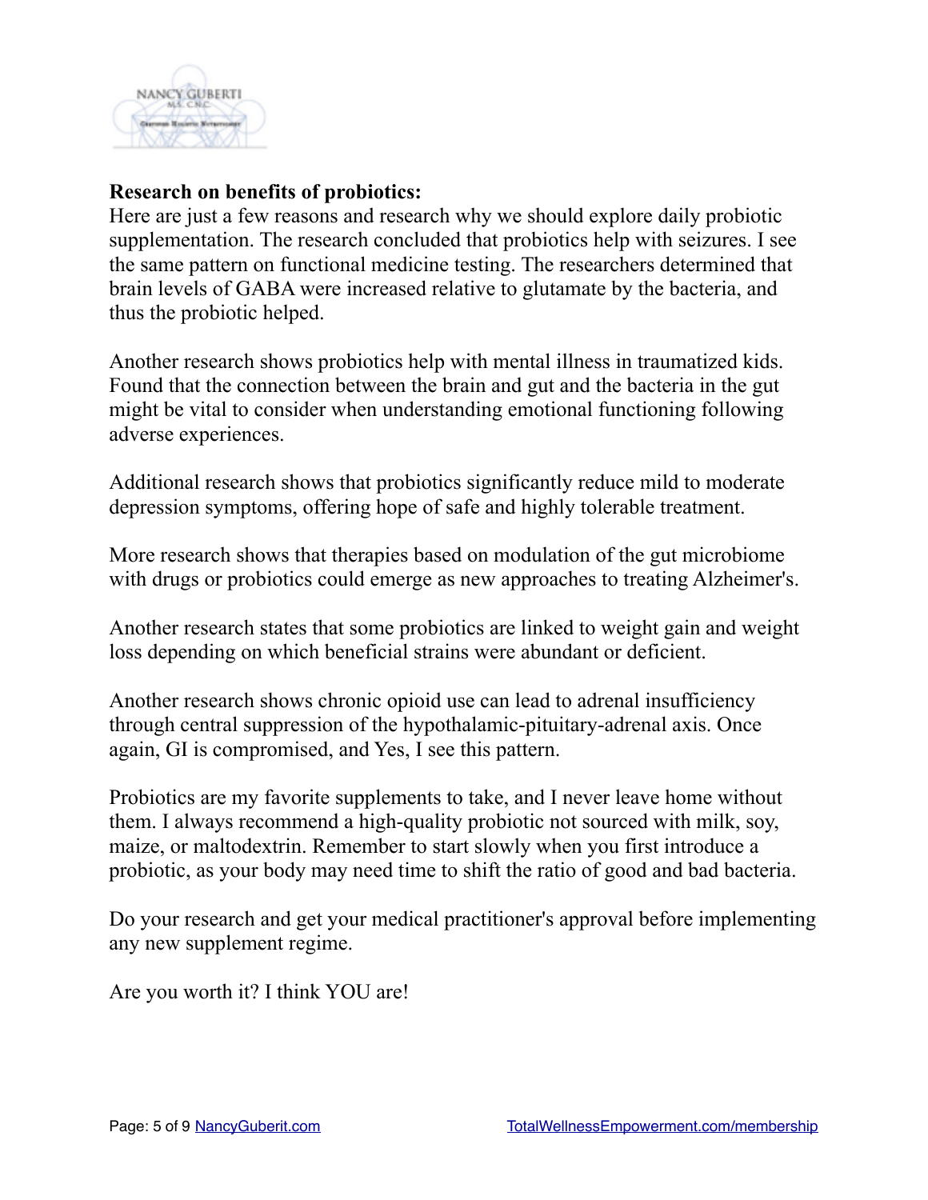**Research on benefits of probiotics:**

Here are just a few reasons and research why we should explore daily probiotic supplementation. The research concluded that probiotics help with seizures. I see the same pattern on functional medicine testing. The researchers determined that brain levels of GABA were increased relative to glutamate by the bacteria, and thus the probiotic helped.

Another research shows probiotics help with mental illness in traumatized kids. Found that the connection between the brain and gut and the bacteria in the gut might be vital to consider when understanding emotional functioning following adverse experiences.

Additional research shows that probiotics significantly reduce mild to moderate depression symptoms, offering hope of safe and highly tolerable treatment.

More research shows that therapies based on modulation of the gut microbiome with drugs or probiotics could emerge as new approaches to treating Alzheimer's.

Another research states that some probiotics are linked to weight gain and weight loss depending on which beneficial strains were abundant or deficient.

Another research shows chronic opioid use can lead to adrenal insufficiency through central suppression of the hypothalamic-pituitary-adrenal axis. Once again, GI is compromised, and Yes, I see this pattern.

Probiotics are my favorite supplements to take, and I never leave home without them. I always recommend a high-quality probiotic not sourced with milk, soy, maize, or maltodextrin. Remember to start slowly when you first introduce a probiotic, as your body may need time to shift the ratio of good and bad bacteria.

Do your research and get your medical practitioner's approval before implementing any new supplement regime.

Are you worth it? I think YOU are!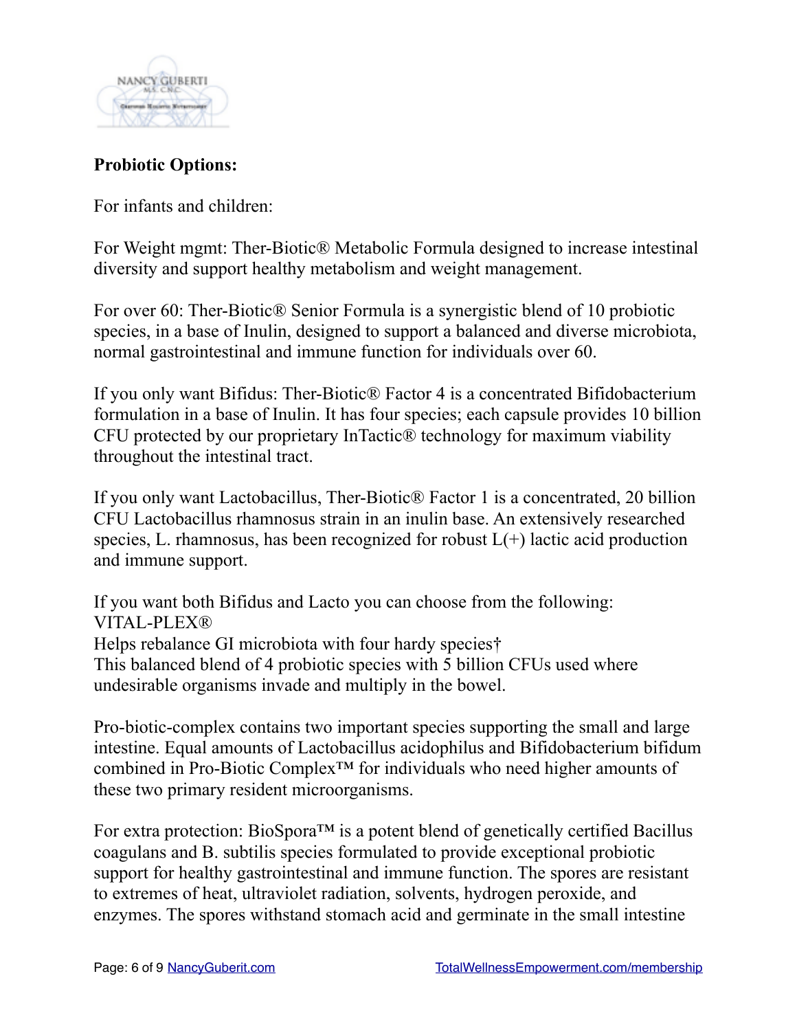**Probiotic Options:**

For infants and children:

For Weight mgmt: Ther-Biotic® Metabolic Formula designed to increase intestinal diversity and support healthy metabolism and weight management.

For over 60: Ther-Biotic® Senior Formula is a synergistic blend of 10 probiotic species, in a base of Inulin, designed to support a balanced and diverse microbiota, normal gastrointestinal and immune function for individuals over 60.

If you only want Bifidus: Ther-Biotic® Factor 4 is a concentrated Bifidobacterium formulation in a base of Inulin. It has four species; each capsule provides 10 billion CFU protected by our proprietary InTactic® technology for maximum viability throughout the intestinal tract.

If you only want Lactobacillus, Ther-Biotic® Factor 1 is a concentrated, 20 billion CFU Lactobacillus rhamnosus strain in an inulin base. An extensively researched species, L. rhamnosus, has been recognized for robust L(+) lactic acid production and immune support.

If you want both Bifidus and Lacto you can choose from the following:
VITAL-PLEX®
Helps rebalance GI microbiota with four hardy species†
This balanced blend of 4 probiotic species with 5 billion CFUs used where undesirable organisms invade and multiply in the bowel.

Pro-biotic-complex contains two important species supporting the small and large intestine. Equal amounts of Lactobacillus acidophilus and Bifidobacterium bifidum combined in Pro-Biotic Complex™ for individuals who need higher amounts of these two primary resident microorganisms.

For extra protection: BioSpora™ is a potent blend of genetically certified Bacillus coagulans and B. subtilis species formulated to provide exceptional probiotic support for healthy gastrointestinal and immune function. The spores are resistant to extremes of heat, ultraviolet radiation, solvents, hydrogen peroxide, and enzymes. The spores withstand stomach acid and germinate in the small intestine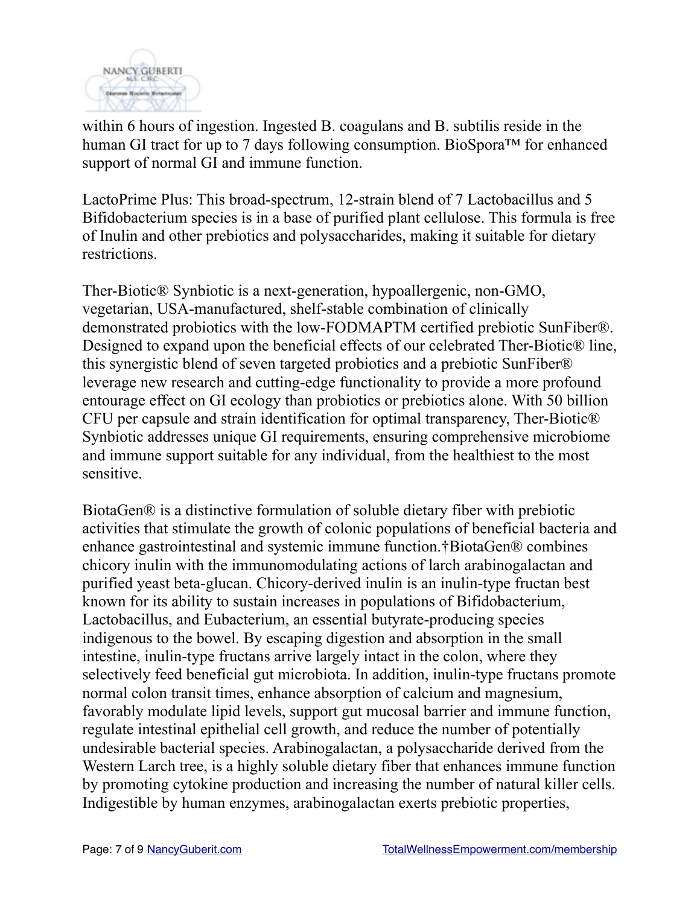within 6 hours of ingestion. Ingested B. coagulans and B. subtilis reside in the human GI tract for up to 7 days following consumption. BioSpora™ for enhanced support of normal GI and immune function.

LactoPrime Plus: This broad-spectrum, 12-strain blend of 7 Lactobacillus and 5 Bifidobacterium species is in a base of purified plant cellulose. This formula is free of Inulin and other prebiotics and polysaccharides, making it suitable for dietary restrictions.

Ther-Biotic® Synbiotic is a next-generation, hypoallergenic, non-GMO, vegetarian, USA-manufactured, shelf-stable combination of clinically demonstrated probiotics with the low-FODMAPTM certified prebiotic SunFiber®. Designed to expand upon the beneficial effects of our celebrated Ther-Biotic® line, this synergistic blend of seven targeted probiotics and a prebiotic SunFiber® leverage new research and cutting-edge functionality to provide a more profound entourage effect on GI ecology than probiotics or prebiotics alone. With 50 billion CFU per capsule and strain identification for optimal transparency, Ther-Biotic® Synbiotic addresses unique GI requirements, ensuring comprehensive microbiome and immune support suitable for any individual, from the healthiest to the most sensitive.

BiotaGen® is a distinctive formulation of soluble dietary fiber with prebiotic activities that stimulate the growth of colonic populations of beneficial bacteria and enhance gastrointestinal and systemic immune function.†BiotaGen® combines chicory inulin with the immunomodulating actions of larch arabinogalactan and purified yeast beta-glucan. Chicory-derived inulin is an inulin-type fructan best known for its ability to sustain increases in populations of Bifidobacterium, Lactobacillus, and Eubacterium, an essential butyrate-producing species indigenous to the bowel. By escaping digestion and absorption in the small intestine, inulin-type fructans arrive largely intact in the colon, where they selectively feed beneficial gut microbiota. In addition, inulin-type fructans promote normal colon transit times, enhance absorption of calcium and magnesium, favorably modulate lipid levels, support gut mucosal barrier and immune function, regulate intestinal epithelial cell growth, and reduce the number of potentially undesirable bacterial species. Arabinogalactan, a polysaccharide derived from the Western Larch tree, is a highly soluble dietary fiber that enhances immune function by promoting cytokine production and increasing the number of natural killer cells. Indigestible by human enzymes, arabinogalactan exerts prebiotic properties,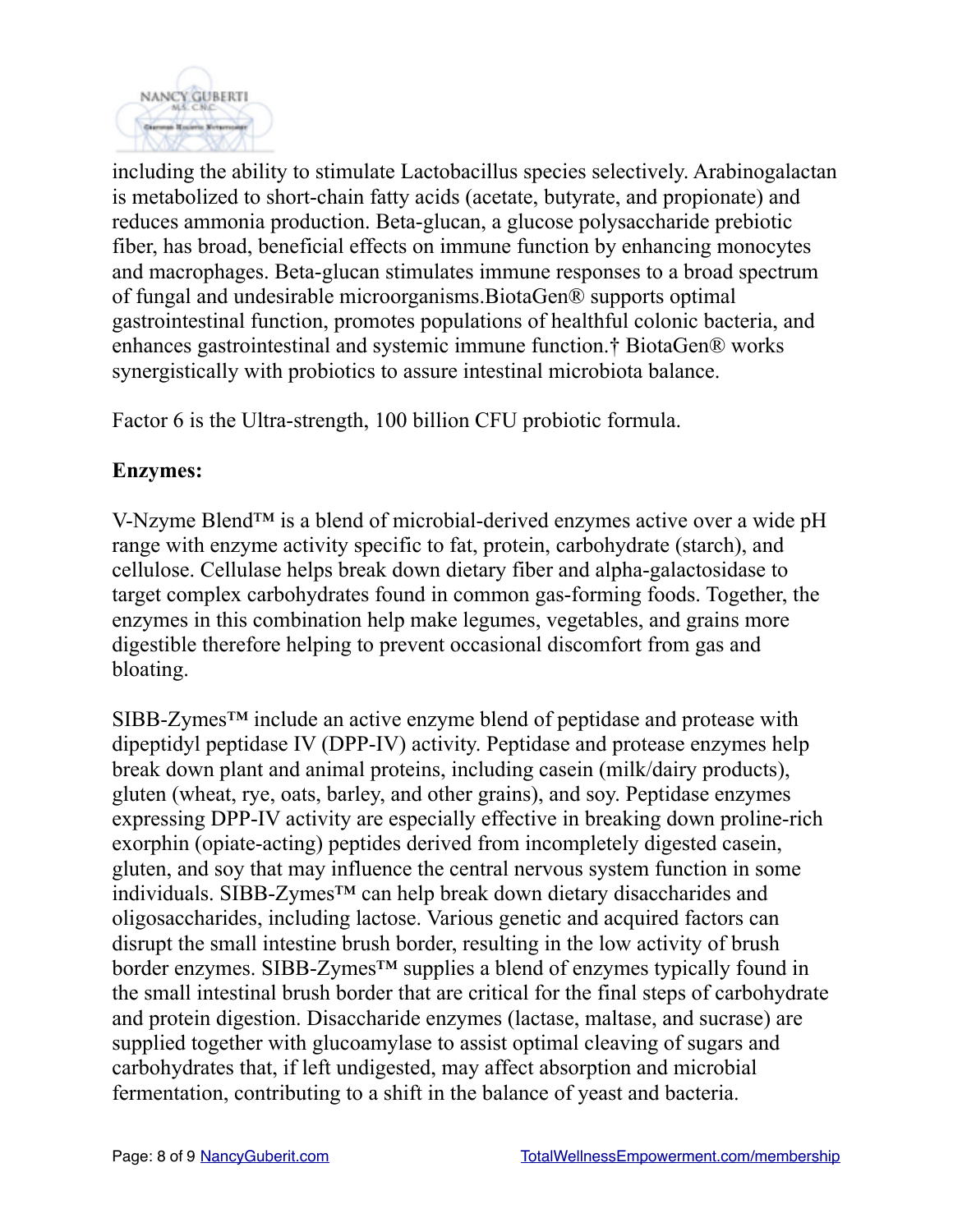including the ability to stimulate Lactobacillus species selectively. Arabinogalactan is metabolized to short-chain fatty acids (acetate, butyrate, and propionate) and reduces ammonia production. Beta-glucan, a glucose polysaccharide prebiotic fiber, has broad, beneficial effects on immune function by enhancing monocytes and macrophages. Beta-glucan stimulates immune responses to a broad spectrum of fungal and undesirable microorganisms.BiotaGen® supports optimal gastrointestinal function, promotes populations of healthful colonic bacteria, and enhances gastrointestinal and systemic immune function.† BiotaGen® works synergistically with probiotics to assure intestinal microbiota balance.

Factor 6 is the Ultra-strength, 100 billion CFU probiotic formula.

**Enzymes:**

V-Nzyme Blend™ is a blend of microbial-derived enzymes active over a wide pH range with enzyme activity specific to fat, protein, carbohydrate (starch), and cellulose. Cellulase helps break down dietary fiber and alpha-galactosidase to target complex carbohydrates found in common gas-forming foods. Together, the enzymes in this combination help make legumes, vegetables, and grains more digestible therefore helping to prevent occasional discomfort from gas and bloating.

SIBB-Zymes™ include an active enzyme blend of peptidase and protease with dipeptidyl peptidase IV (DPP-IV) activity. Peptidase and protease enzymes help break down plant and animal proteins, including casein (milk/dairy products), gluten (wheat, rye, oats, barley, and other grains), and soy. Peptidase enzymes expressing DPP-IV activity are especially effective in breaking down proline-rich exorphin (opiate-acting) peptides derived from incompletely digested casein, gluten, and soy that may influence the central nervous system function in some individuals. SIBB-Zymes™ can help break down dietary disaccharides and oligosaccharides, including lactose. Various genetic and acquired factors can disrupt the small intestine brush border, resulting in the low activity of brush border enzymes. SIBB-Zymes™ supplies a blend of enzymes typically found in the small intestinal brush border that are critical for the final steps of carbohydrate and protein digestion. Disaccharide enzymes (lactase, maltase, and sucrase) are supplied together with glucoamylase to assist optimal cleaving of sugars and carbohydrates that, if left undigested, may affect absorption and microbial fermentation, contributing to a shift in the balance of yeast and bacteria.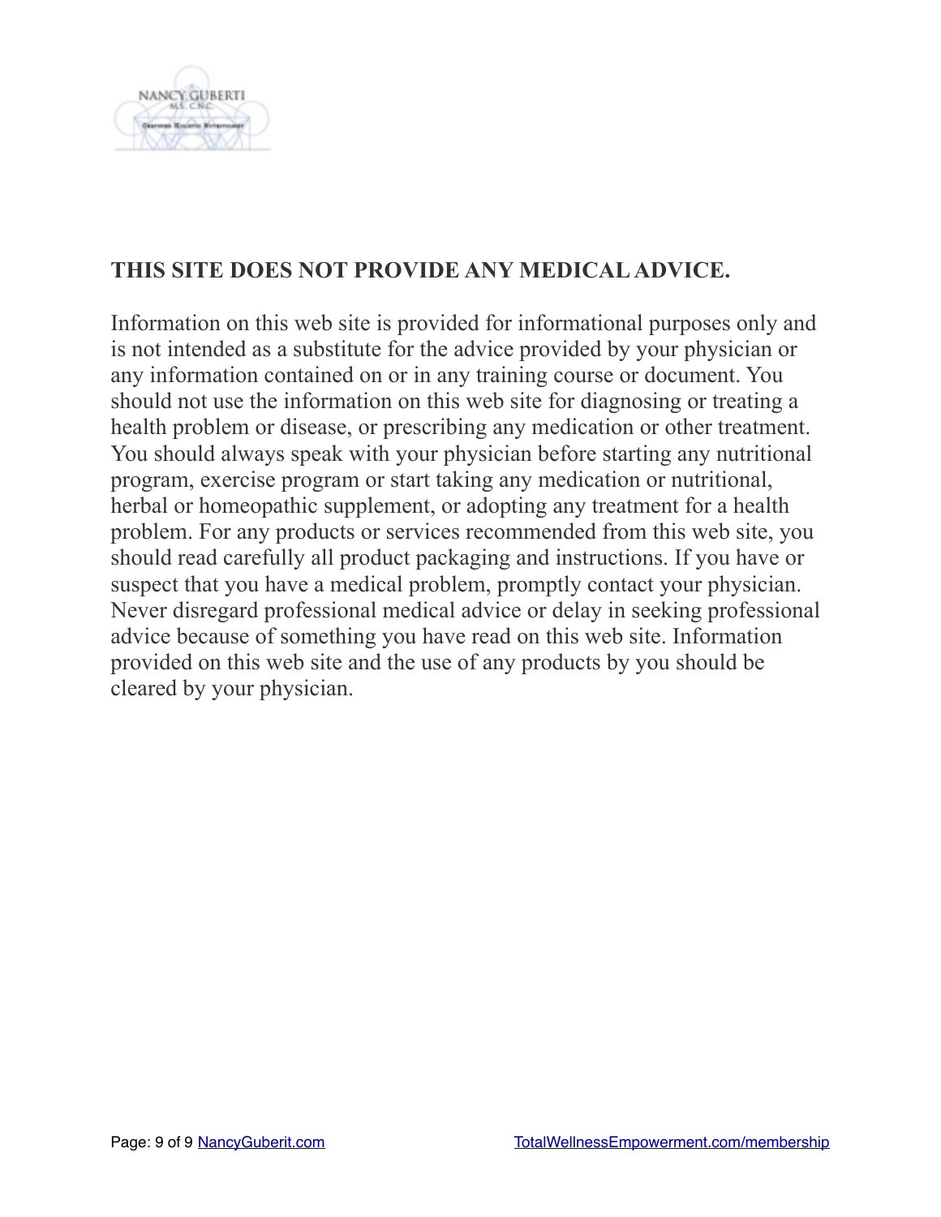**THIS SITE DOES NOT PROVIDE ANY MEDICAL ADVICE.**

Information on this web site is provided for informational purposes only and is not intended as a substitute for the advice provided by your physician or any information contained on or in any training course or document. You should not use the information on this web site for diagnosing or treating a health problem or disease, or prescribing any medication or other treatment. You should always speak with your physician before starting any nutritional program, exercise program or start taking any medication or nutritional, herbal or homeopathic supplement, or adopting any treatment for a health problem. For any products or services recommended from this web site, you should read carefully all product packaging and instructions. If you have or suspect that you have a medical problem, promptly contact your physician. Never disregard professional medical advice or delay in seeking professional advice because of something you have read on this web site. Information provided on this web site and the use of any products by you should be cleared by your physician.